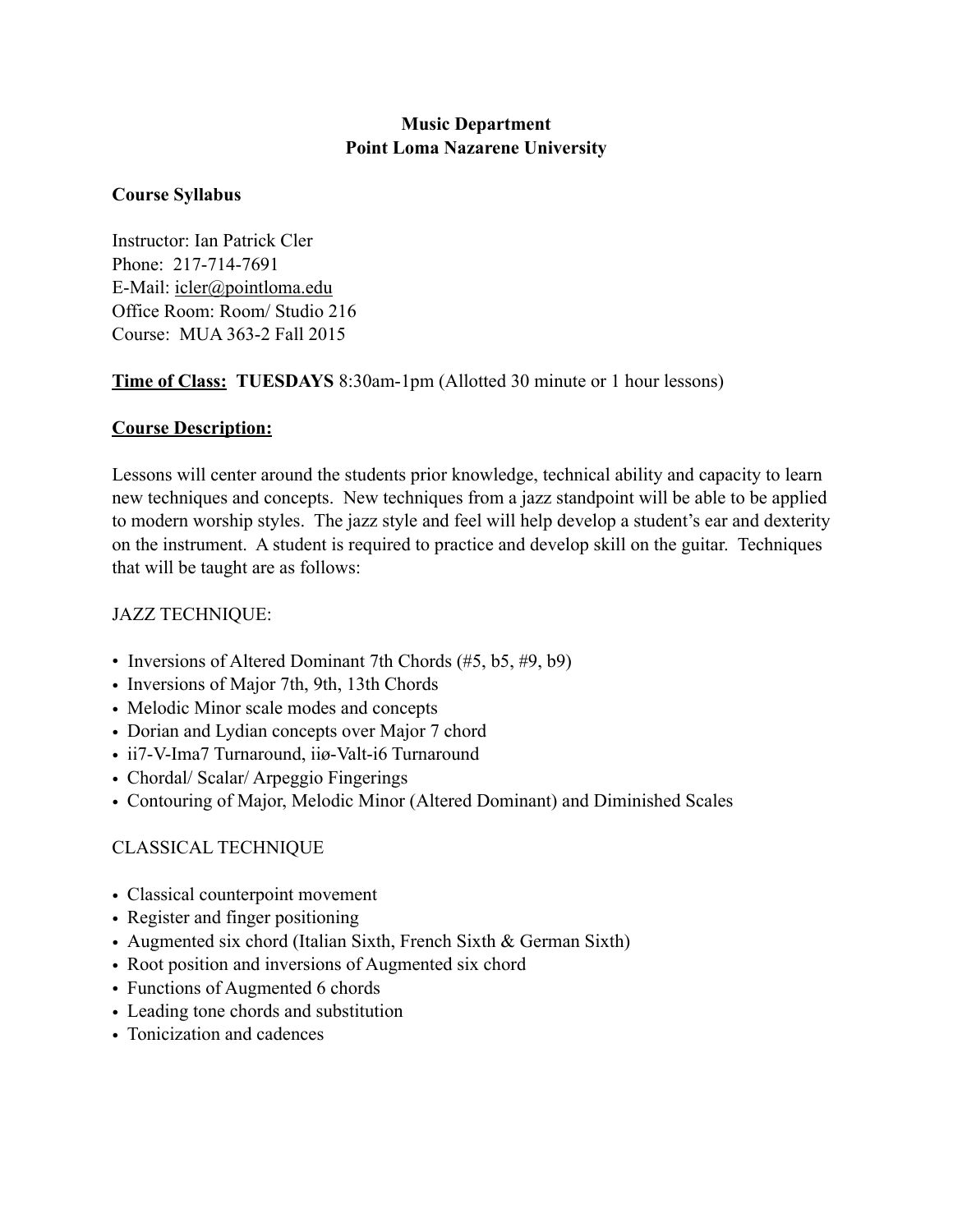**Music Department**
**Point Loma Nazarene University**

**Course Syllabus**

Instructor: Ian Patrick Cler
Phone: 217-714-7691
E-Mail: icler@pointloma.edu
Office Room: Room/ Studio 216
Course: MUA 363-2 Fall 2015

**Time of Class: TUESDAYS** 8:30am-1pm (Allotted 30 minute or 1 hour lessons)

**Course Description:**

Lessons will center around the students prior knowledge, technical ability and capacity to learn new techniques and concepts. New techniques from a jazz standpoint will be able to be applied to modern worship styles. The jazz style and feel will help develop a student's ear and dexterity on the instrument. A student is required to practice and develop skill on the guitar. Techniques that will be taught are as follows:

JAZZ TECHNIQUE:

- Inversions of Altered Dominant 7th Chords (#5, b5, #9, b9)
- Inversions of Major 7th, 9th, 13th Chords
- Melodic Minor scale modes and concepts
- Dorian and Lydian concepts over Major 7 chord
- ii7-V-Ima7 Turnaround, iiø-Valt-i6 Turnaround
- Chordal/ Scalar/ Arpeggio Fingerings
- Contouring of Major, Melodic Minor (Altered Dominant) and Diminished Scales

CLASSICAL TECHNIQUE

- Classical counterpoint movement
- Register and finger positioning
- Augmented six chord (Italian Sixth, French Sixth & German Sixth)
- Root position and inversions of Augmented six chord
- Functions of Augmented 6 chords
- Leading tone chords and substitution
- Tonicization and cadences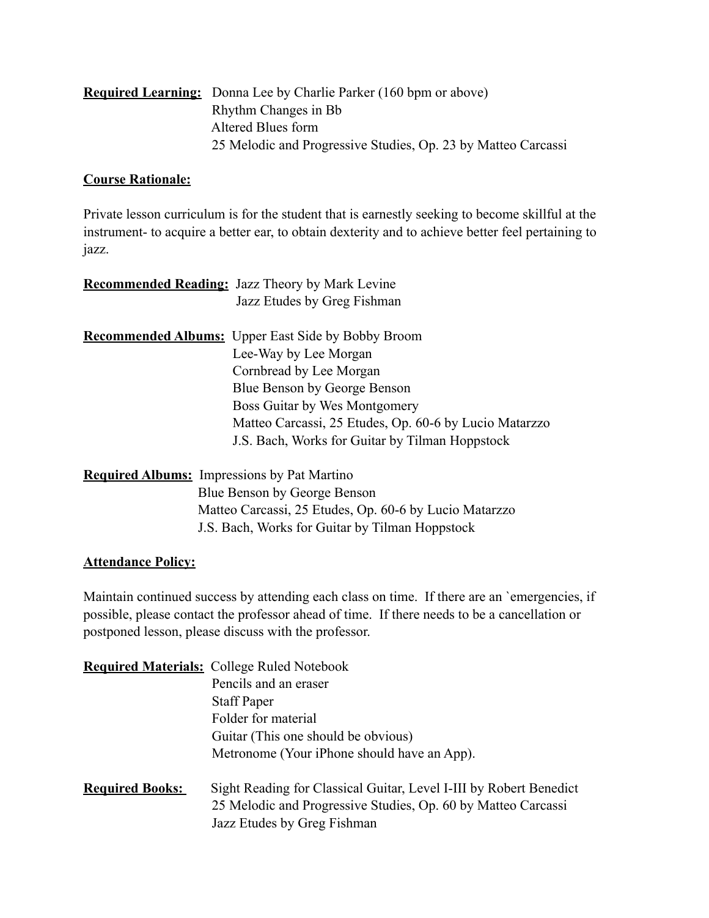**Required Learning:** Donna Lee by Charlie Parker (160 bpm or above)
Rhythm Changes in Bb
Altered Blues form
25 Melodic and Progressive Studies, Op. 23 by Matteo Carcassi

**Course Rationale:**

Private lesson curriculum is for the student that is earnestly seeking to become skillful at the instrument- to acquire a better ear, to obtain dexterity and to achieve better feel pertaining to jazz.

**Recommended Reading:** Jazz Theory by Mark Levine
Jazz Etudes by Greg Fishman

**Recommended Albums:** Upper East Side by Bobby Broom
Lee-Way by Lee Morgan
Cornbread by Lee Morgan
Blue Benson by George Benson
Boss Guitar by Wes Montgomery
Matteo Carcassi, 25 Etudes, Op. 60-6 by Lucio Matarzzo
J.S. Bach, Works for Guitar by Tilman Hoppstock

**Required Albums:** Impressions by Pat Martino
Blue Benson by George Benson
Matteo Carcassi, 25 Etudes, Op. 60-6 by Lucio Matarzzo
J.S. Bach, Works for Guitar by Tilman Hoppstock

**Attendance Policy:**

Maintain continued success by attending each class on time. If there are an `emergencies, if possible, please contact the professor ahead of time. If there needs to be a cancellation or postponed lesson, please discuss with the professor.

**Required Materials:** College Ruled Notebook
Pencils and an eraser
Staff Paper
Folder for material
Guitar (This one should be obvious)
Metronome (Your iPhone should have an App).

**Required Books:** Sight Reading for Classical Guitar, Level I-III by Robert Benedict
25 Melodic and Progressive Studies, Op. 60 by Matteo Carcassi
Jazz Etudes by Greg Fishman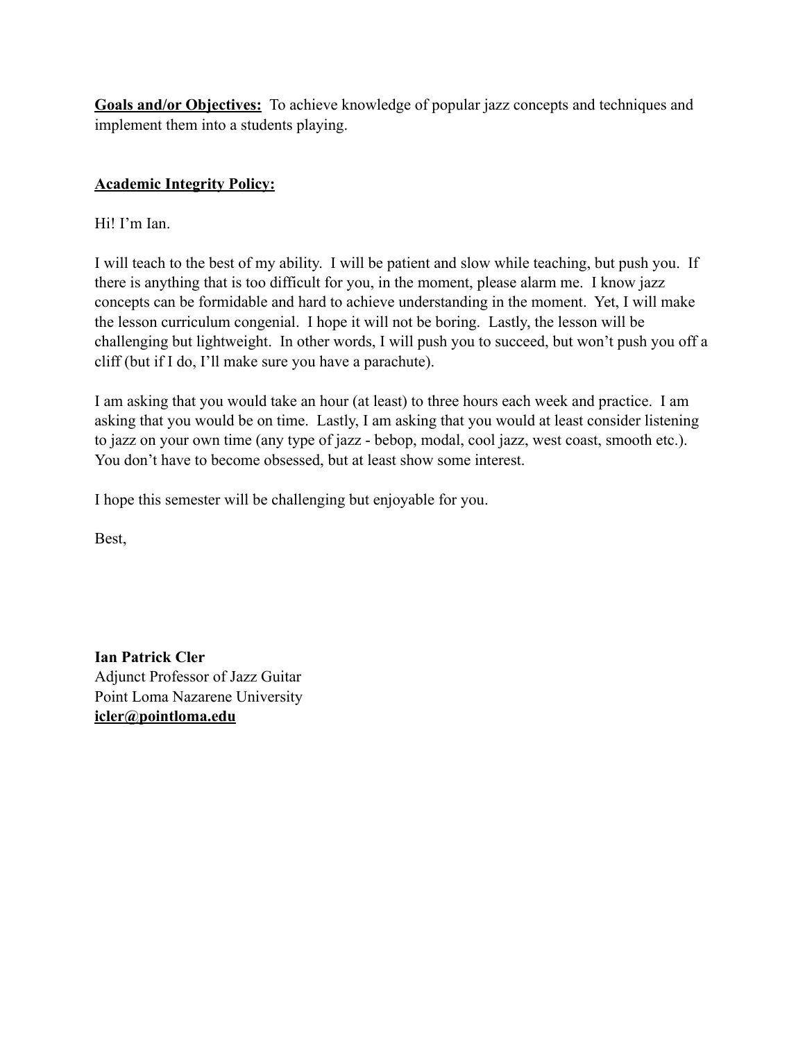**Goals and/or Objectives:** To achieve knowledge of popular jazz concepts and techniques and implement them into a students playing.

**Academic Integrity Policy:**

Hi! I'm Ian.

I will teach to the best of my ability. I will be patient and slow while teaching, but push you. If there is anything that is too difficult for you, in the moment, please alarm me. I know jazz concepts can be formidable and hard to achieve understanding in the moment. Yet, I will make the lesson curriculum congenial. I hope it will not be boring. Lastly, the lesson will be challenging but lightweight. In other words, I will push you to succeed, but won't push you off a cliff (but if I do, I'll make sure you have a parachute).

I am asking that you would take an hour (at least) to three hours each week and practice. I am asking that you would be on time. Lastly, I am asking that you would at least consider listening to jazz on your own time (any type of jazz - bebop, modal, cool jazz, west coast, smooth etc.). You don't have to become obsessed, but at least show some interest.

I hope this semester will be challenging but enjoyable for you.

Best,

**Ian Patrick Cler**
Adjunct Professor of Jazz Guitar
Point Loma Nazarene University
**icler@pointloma.edu**